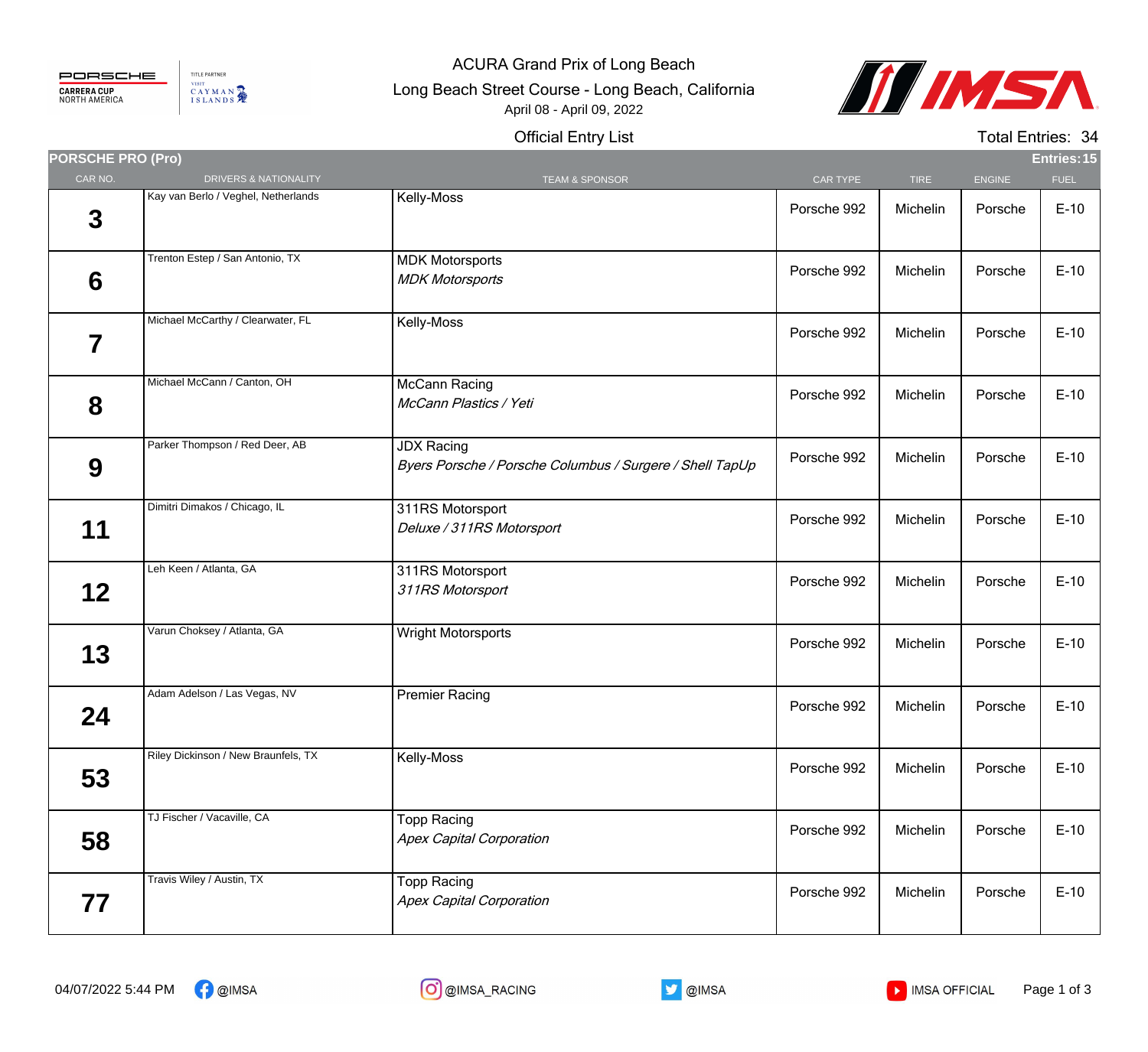ACURA Grand Prix of Long Beach

Long Beach Street Course - Long Beach, California

April 08 - April 09, 2022

Official Entry List

Total Entries: 34

**PORSCHE PRO (Pro)** — Entries: 15

| CAR NO. | DRIVERS & NATIONALITY | TEAM & SPONSOR | CAR TYPE | TIRE | ENGINE | FUEL |
|---|---|---|---|---|---|---|
| **3** | Kay van Berlo / Veghel, Netherlands | Kelly-Moss | Porsche 992 | Michelin | Porsche | E-10 |
| **6** | Trenton Estep / San Antonio, TX | MDK Motorsports<br>*MDK Motorsports* | Porsche 992 | Michelin | Porsche | E-10 |
| **7** | Michael McCarthy / Clearwater, FL | Kelly-Moss | Porsche 992 | Michelin | Porsche | E-10 |
| **8** | Michael McCann / Canton, OH | McCann Racing<br>*McCann Plastics / Yeti* | Porsche 992 | Michelin | Porsche | E-10 |
| **9** | Parker Thompson / Red Deer, AB | JDX Racing<br>*Byers Porsche / Porsche Columbus / Surgere / Shell TapUp* | Porsche 992 | Michelin | Porsche | E-10 |
| **11** | Dimitri Dimakos / Chicago, IL | 311RS Motorsport<br>*Deluxe / 311RS Motorsport* | Porsche 992 | Michelin | Porsche | E-10 |
| **12** | Leh Keen / Atlanta, GA | 311RS Motorsport<br>*311RS Motorsport* | Porsche 992 | Michelin | Porsche | E-10 |
| **13** | Varun Choksey / Atlanta, GA | Wright Motorsports | Porsche 992 | Michelin | Porsche | E-10 |
| **24** | Adam Adelson / Las Vegas, NV | Premier Racing | Porsche 992 | Michelin | Porsche | E-10 |
| **53** | Riley Dickinson / New Braunfels, TX | Kelly-Moss | Porsche 992 | Michelin | Porsche | E-10 |
| **58** | TJ Fischer / Vacaville, CA | Topp Racing<br>*Apex Capital Corporation* | Porsche 992 | Michelin | Porsche | E-10 |
| **77** | Travis Wiley / Austin, TX | Topp Racing<br>*Apex Capital Corporation* | Porsche 992 | Michelin | Porsche | E-10 |

04/07/2022 5:44 PM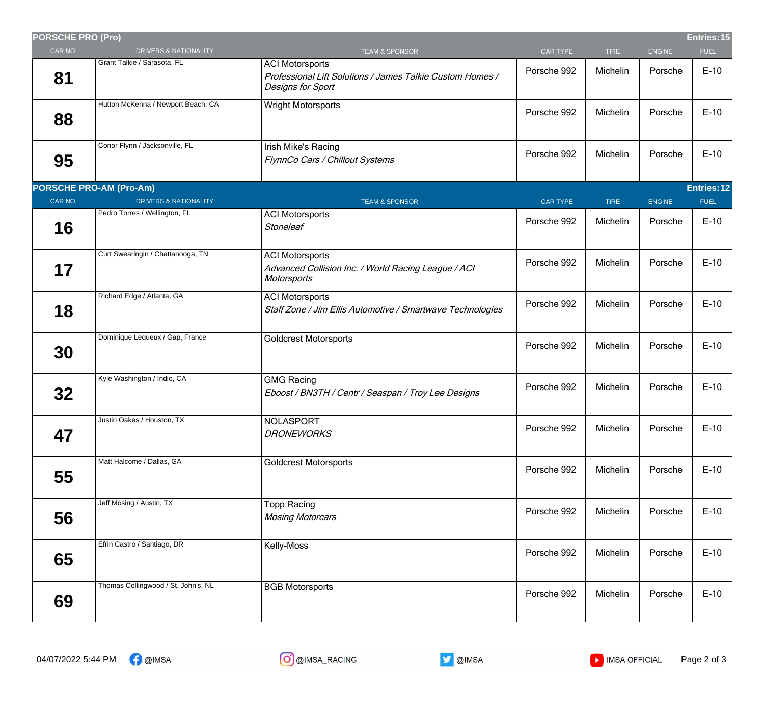## PORSCHE PRO (Pro) — Entries: 15

| CAR NO. | DRIVERS & NATIONALITY | TEAM & SPONSOR | CAR TYPE | TIRE | ENGINE | FUEL |
|---|---|---|---|---|---|---|
| 81 | Grant Talkie / Sarasota, FL | ACI Motorsports<br>*Professional Lift Solutions / James Talkie Custom Homes / Designs for Sport* | Porsche 992 | Michelin | Porsche | E-10 |
| 88 | Hutton McKenna / Newport Beach, CA | Wright Motorsports | Porsche 992 | Michelin | Porsche | E-10 |
| 95 | Conor Flynn / Jacksonville, FL | Irish Mike's Racing<br>*FlynnCo Cars / Chillout Systems* | Porsche 992 | Michelin | Porsche | E-10 |

## PORSCHE PRO-AM (Pro-Am) — Entries: 12

| CAR NO. | DRIVERS & NATIONALITY | TEAM & SPONSOR | CAR TYPE | TIRE | ENGINE | FUEL |
|---|---|---|---|---|---|---|
| 16 | Pedro Torres / Wellington, FL | ACI Motorsports<br>*Stoneleaf* | Porsche 992 | Michelin | Porsche | E-10 |
| 17 | Curt Swearingin / Chattanooga, TN | ACI Motorsports<br>*Advanced Collision Inc. / World Racing League / ACI Motorsports* | Porsche 992 | Michelin | Porsche | E-10 |
| 18 | Richard Edge / Atlanta, GA | ACI Motorsports<br>*Staff Zone / Jim Ellis Automotive / Smartwave Technologies* | Porsche 992 | Michelin | Porsche | E-10 |
| 30 | Dominique Lequeux / Gap, France | Goldcrest Motorsports | Porsche 992 | Michelin | Porsche | E-10 |
| 32 | Kyle Washington / Indio, CA | GMG Racing<br>*Eboost / BN3TH / Centr / Seaspan / Troy Lee Designs* | Porsche 992 | Michelin | Porsche | E-10 |
| 47 | Justin Oakes / Houston, TX | NOLASPORT<br>*DRONEWORKS* | Porsche 992 | Michelin | Porsche | E-10 |
| 55 | Matt Halcome / Dallas, GA | Goldcrest Motorsports | Porsche 992 | Michelin | Porsche | E-10 |
| 56 | Jeff Mosing / Austin, TX | Topp Racing<br>*Mosing Motorcars* | Porsche 992 | Michelin | Porsche | E-10 |
| 65 | Efrin Castro / Santiago, DR | Kelly-Moss | Porsche 992 | Michelin | Porsche | E-10 |
| 69 | Thomas Collingwood / St. John's, NL | BGB Motorsports | Porsche 992 | Michelin | Porsche | E-10 |

04/07/2022 5:44 PM @IMSA @IMSA_RACING @IMSA IMSA OFFICIAL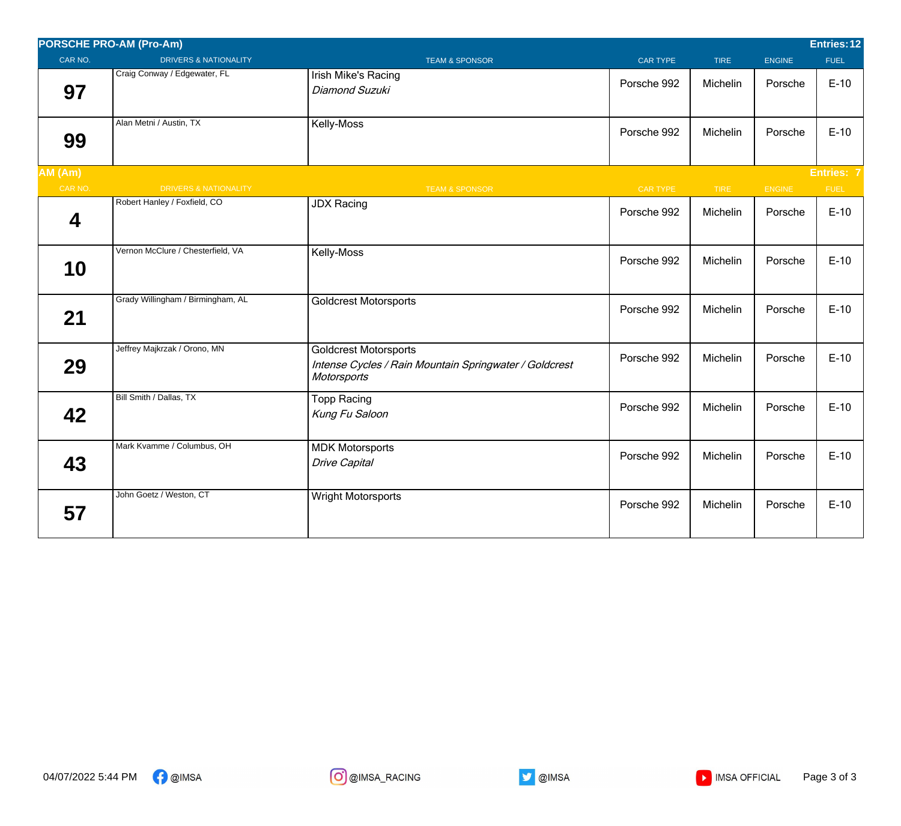## PORSCHE PRO-AM (Pro-Am) — Entries: 12

| CAR NO. | DRIVERS & NATIONALITY | TEAM & SPONSOR | CAR TYPE | TIRE | ENGINE | FUEL |
|---|---|---|---|---|---|---|
| 97 | Craig Conway / Edgewater, FL | Irish Mike's Racing *Diamond Suzuki* | Porsche 992 | Michelin | Porsche | E-10 |
| 99 | Alan Metni / Austin, TX | Kelly-Moss | Porsche 992 | Michelin | Porsche | E-10 |

## AM (Am) — Entries: 7

| CAR NO. | DRIVERS & NATIONALITY | TEAM & SPONSOR | CAR TYPE | TIRE | ENGINE | FUEL |
|---|---|---|---|---|---|---|
| 4 | Robert Hanley / Foxfield, CO | JDX Racing | Porsche 992 | Michelin | Porsche | E-10 |
| 10 | Vernon McClure / Chesterfield, VA | Kelly-Moss | Porsche 992 | Michelin | Porsche | E-10 |
| 21 | Grady Willingham / Birmingham, AL | Goldcrest Motorsports | Porsche 992 | Michelin | Porsche | E-10 |
| 29 | Jeffrey Majkrzak / Orono, MN | Goldcrest Motorsports *Intense Cycles / Rain Mountain Springwater / Goldcrest Motorsports* | Porsche 992 | Michelin | Porsche | E-10 |
| 42 | Bill Smith / Dallas, TX | Topp Racing *Kung Fu Saloon* | Porsche 992 | Michelin | Porsche | E-10 |
| 43 | Mark Kvamme / Columbus, OH | MDK Motorsports *Drive Capital* | Porsche 992 | Michelin | Porsche | E-10 |
| 57 | John Goetz / Weston, CT | Wright Motorsports | Porsche 992 | Michelin | Porsche | E-10 |

04/07/2022 5:44 PM @IMSA @IMSA_RACING @IMSA IMSA OFFICIAL